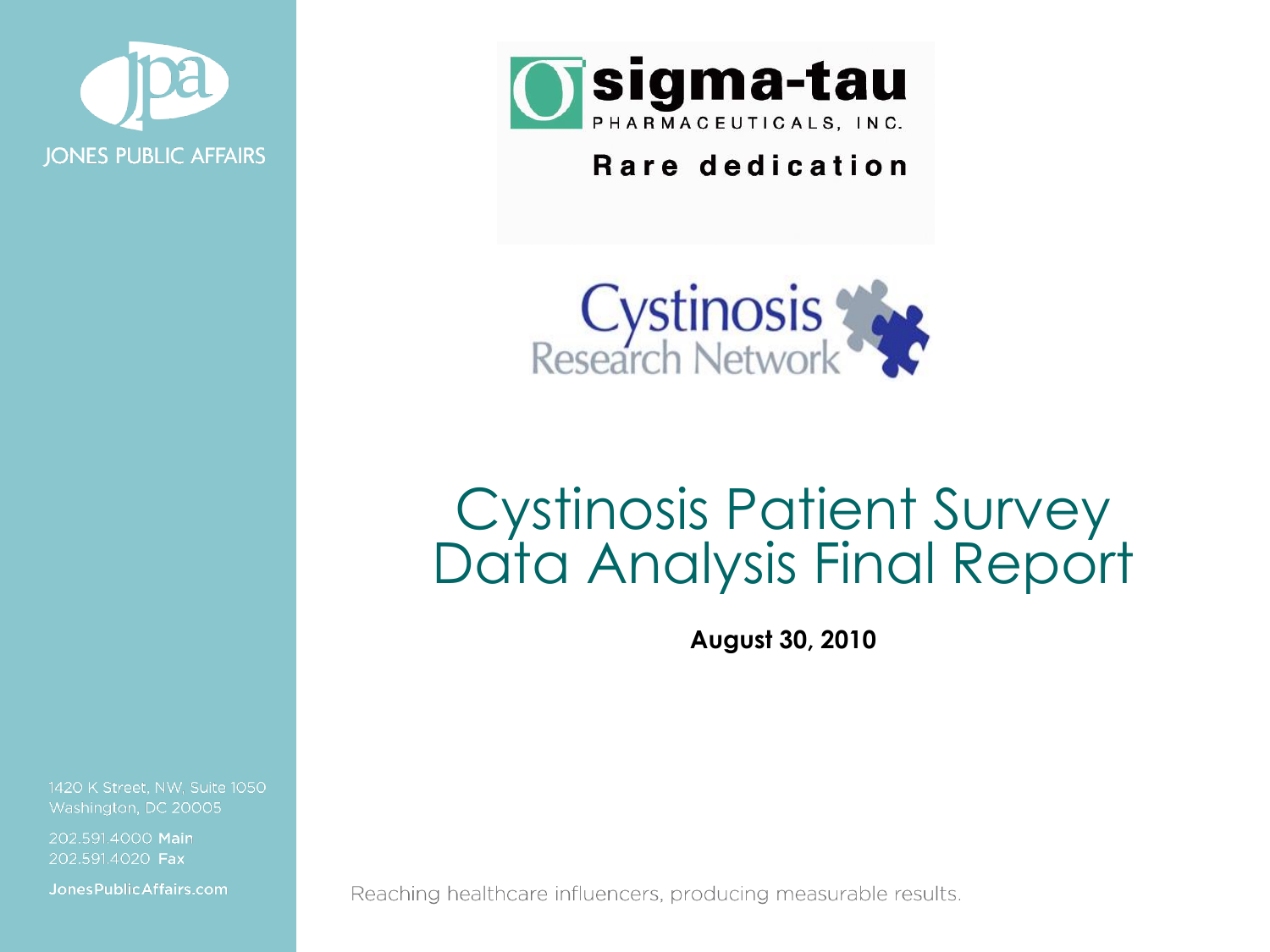JONES PUBLIC AFFAIRS

sigma-tau PHARMACEUTICALS, INC.

Rare dedication

Cystinosis Research Network

# Cystinosis Patient Survey Data Analysis Final Report

**August 30, 2010**

1420 K Street, NW, Suite 1050
Washington, DC 20005

202.591.4000 Main
202.591.4020 Fax

JonesPublicAffairs.com

Reaching healthcare influencers, producing measurable results.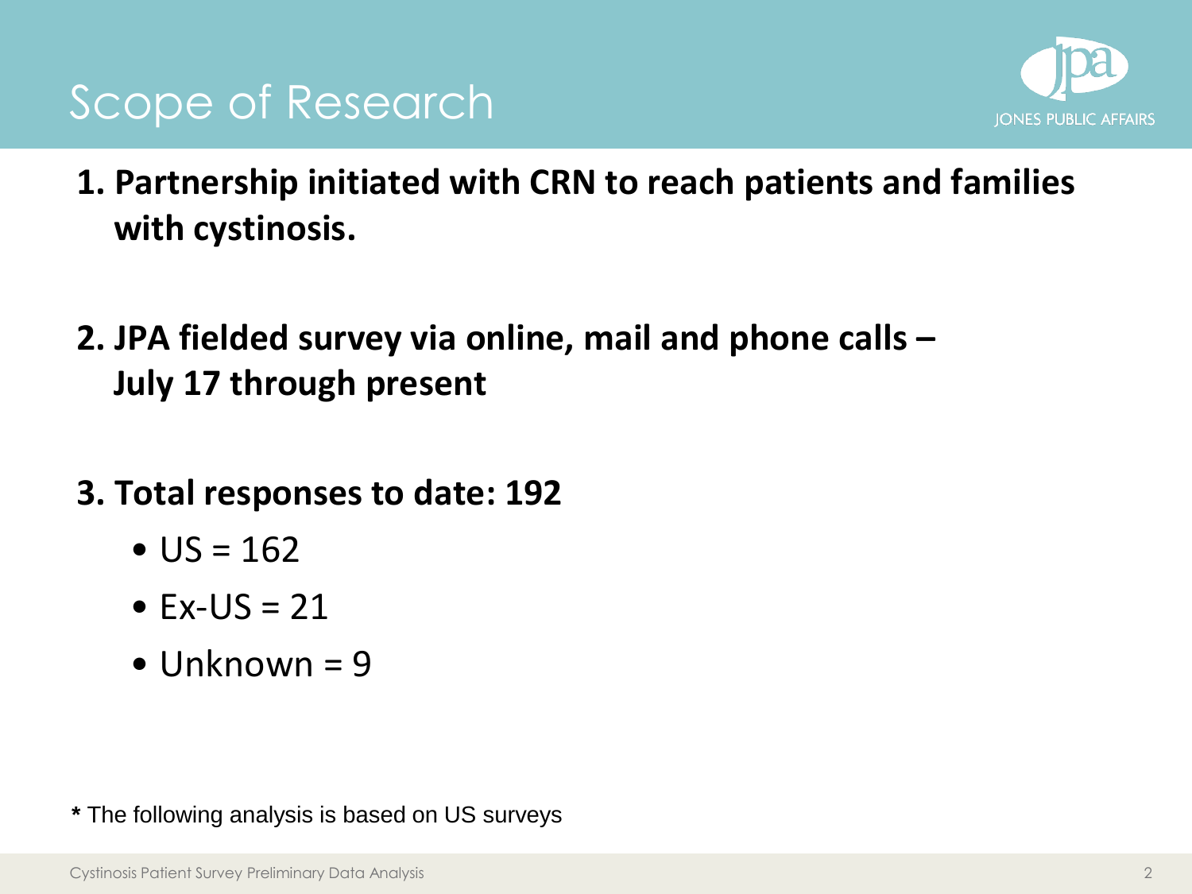# Scope of Research

1. **Partnership initiated with CRN to reach patients and families with cystinosis.**

2. **JPA fielded survey via online, mail and phone calls – July 17 through present**

3. **Total responses to date: 192**
   - US = 162
   - Ex-US = 21
   - Unknown = 9

**\*** The following analysis is based on US surveys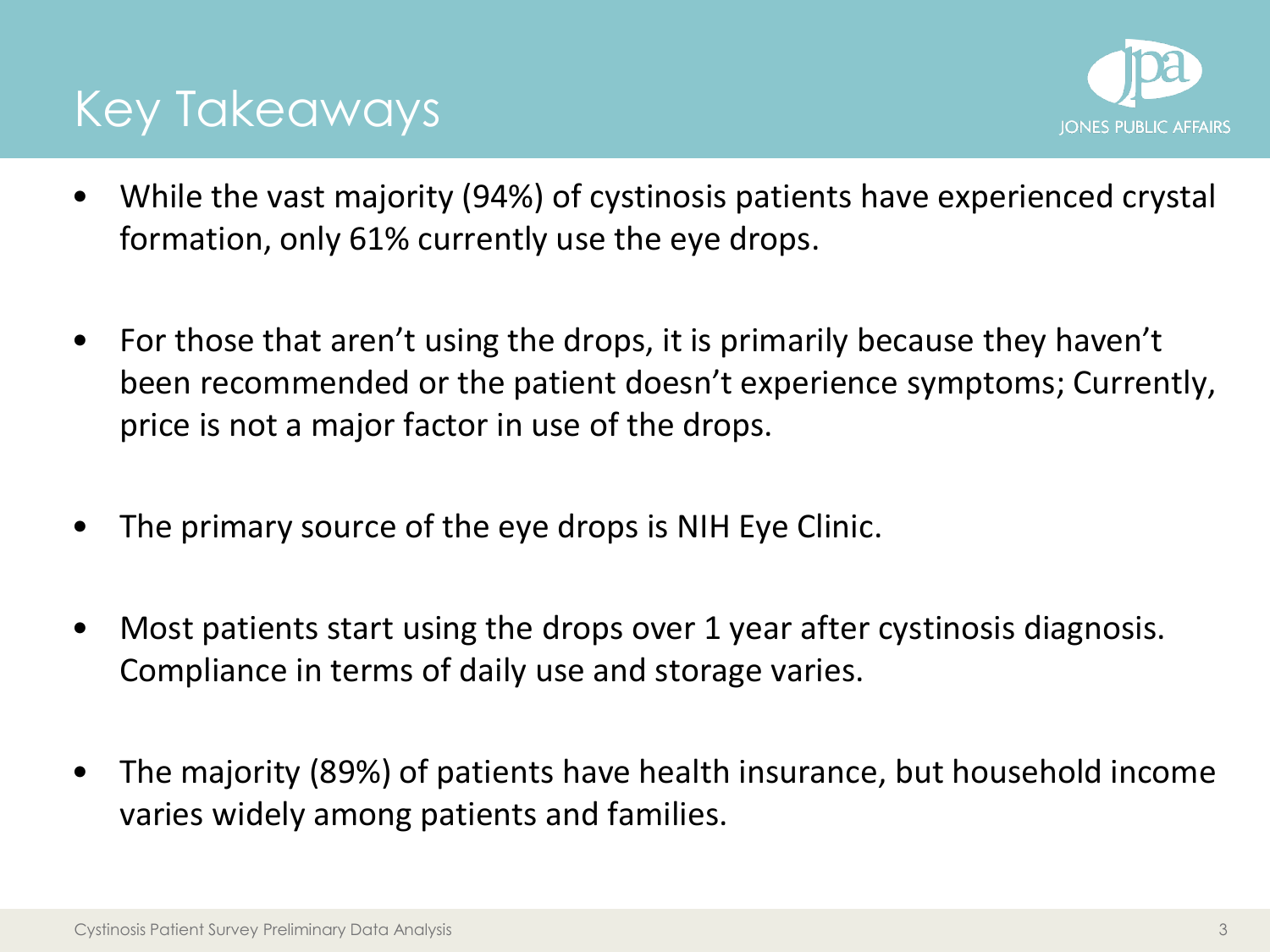# Key Takeaways

- While the vast majority (94%) of cystinosis patients have experienced crystal formation, only 61% currently use the eye drops.
- For those that aren't using the drops, it is primarily because they haven't been recommended or the patient doesn't experience symptoms; Currently, price is not a major factor in use of the drops.
- The primary source of the eye drops is NIH Eye Clinic.
- Most patients start using the drops over 1 year after cystinosis diagnosis. Compliance in terms of daily use and storage varies.
- The majority (89%) of patients have health insurance, but household income varies widely among patients and families.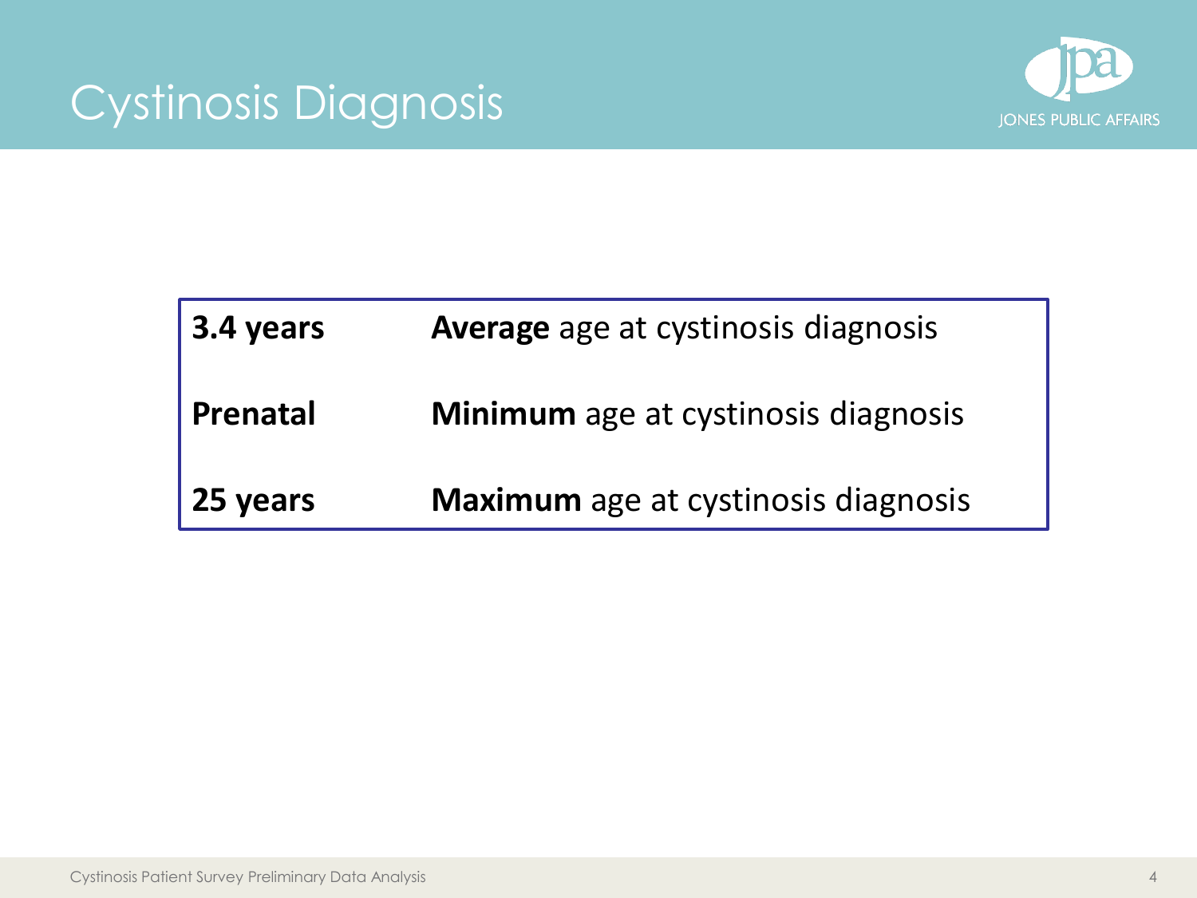# Cystinosis Diagnosis

| | |
|---|---|
| **3.4 years** | **Average** age at cystinosis diagnosis |
| **Prenatal** | **Minimum** age at cystinosis diagnosis |
| **25 years** | **Maximum** age at cystinosis diagnosis |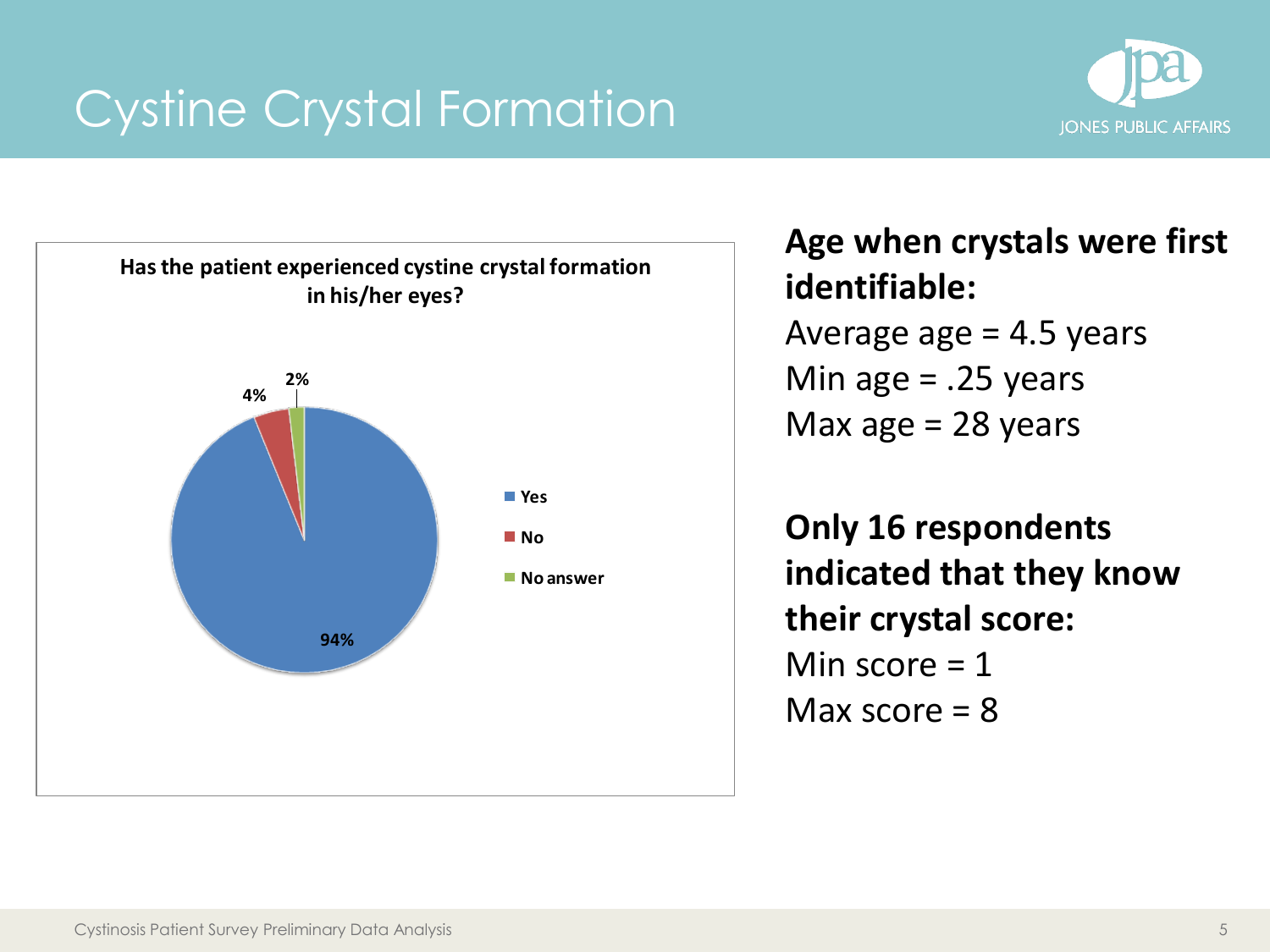# Cystine Crystal Formation

**Has the patient experienced cystine crystal formation in his/her eyes?**

| Response | Percentage |
| --- | --- |
| Yes | 94% |
| No | 4% |
| No answer | 2% |

**Age when crystals were first identifiable:**

Average age = 4.5 years

Min age = .25 years

Max age = 28 years

**Only 16 respondents indicated that they know their crystal score:**

Min score = 1

Max score = 8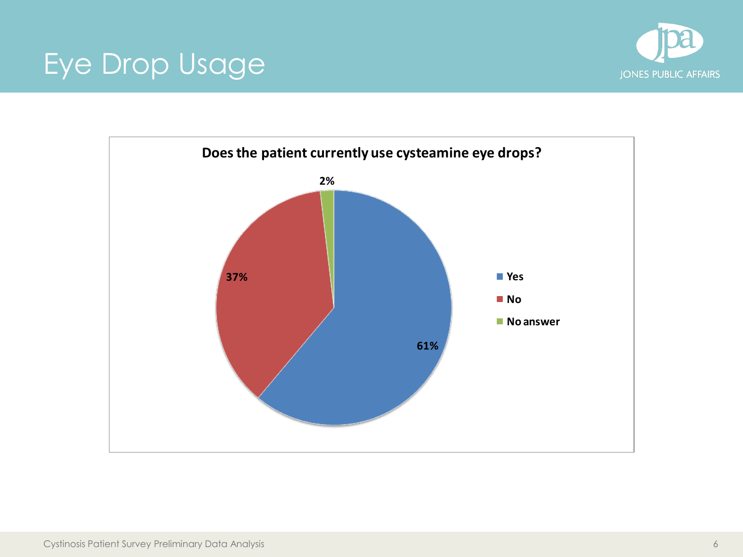# Eye Drop Usage

**Does the patient currently use cysteamine eye drops?**

| Response | Percentage |
|---|---|
| Yes | 61% |
| No | 37% |
| No answer | 2% |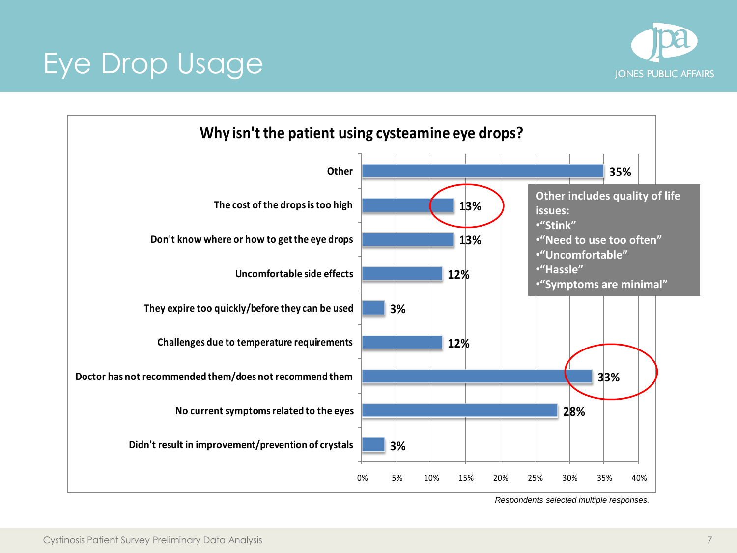# Eye Drop Usage

**Why isn't the patient using cysteamine eye drops?**

| Response | Percentage |
|---|---|
| Other | 35% |
| The cost of the drops is too high | 13% |
| Don't know where or how to get the eye drops | 13% |
| Uncomfortable side effects | 12% |
| They expire too quickly/before they can be used | 3% |
| Challenges due to temperature requirements | 12% |
| Doctor has not recommended them/does not recommend them | 33% |
| No current symptoms related to the eyes | 28% |
| Didn't result in improvement/prevention of crystals | 3% |

**Other includes quality of life issues:**

- "Stink"
- "Need to use too often"
- "Uncomfortable"
- "Hassle"
- "Symptoms are minimal"

*Respondents selected multiple responses.*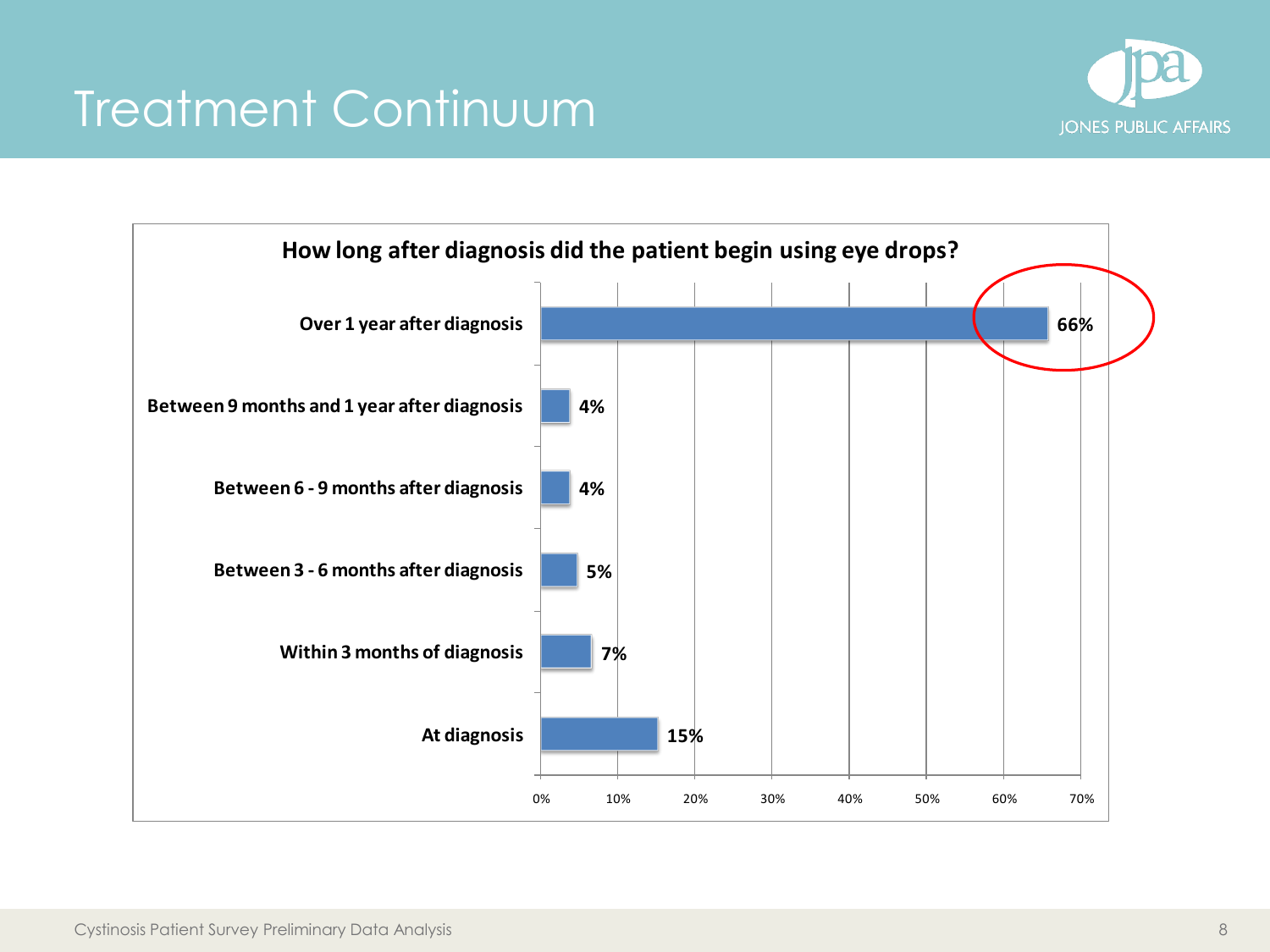# Treatment Continuum

**How long after diagnosis did the patient begin using eye drops?**

| Response | Percentage |
| --- | --- |
| Over 1 year after diagnosis | 66% |
| Between 9 months and 1 year after diagnosis | 4% |
| Between 6 - 9 months after diagnosis | 4% |
| Between 3 - 6 months after diagnosis | 5% |
| Within 3 months of diagnosis | 7% |
| At diagnosis | 15% |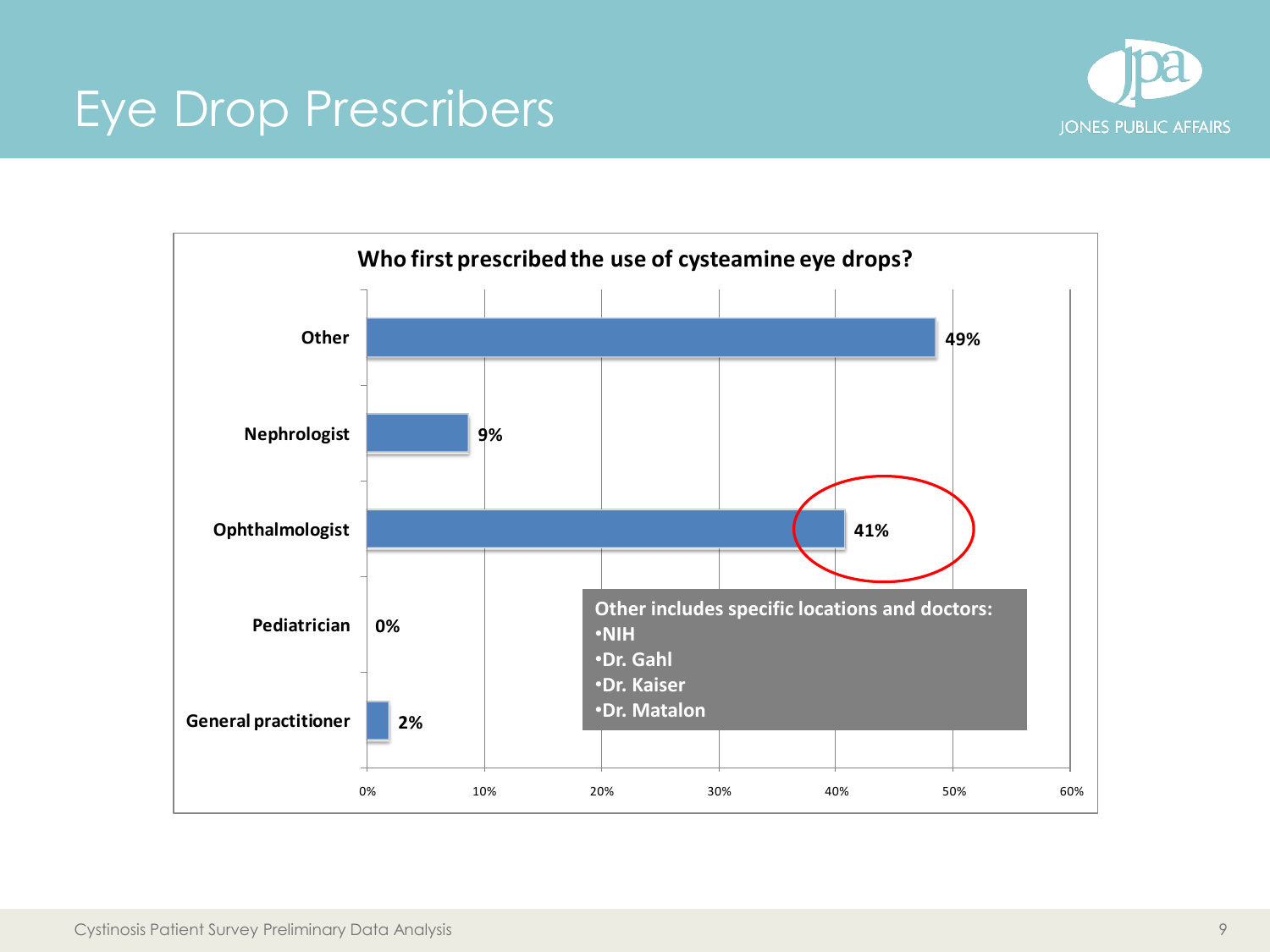# Eye Drop Prescribers

**Who first prescribed the use of cysteamine eye drops?**

| Prescriber | Percentage |
| --- | --- |
| Other | 49% |
| Nephrologist | 9% |
| Ophthalmologist | 41% |
| Pediatrician | 0% |
| General practitioner | 2% |

**Other includes specific locations and doctors:**
- **NIH**
- **Dr. Gahl**
- **Dr. Kaiser**
- **Dr. Matalon**

Cystinosis Patient Survey Preliminary Data Analysis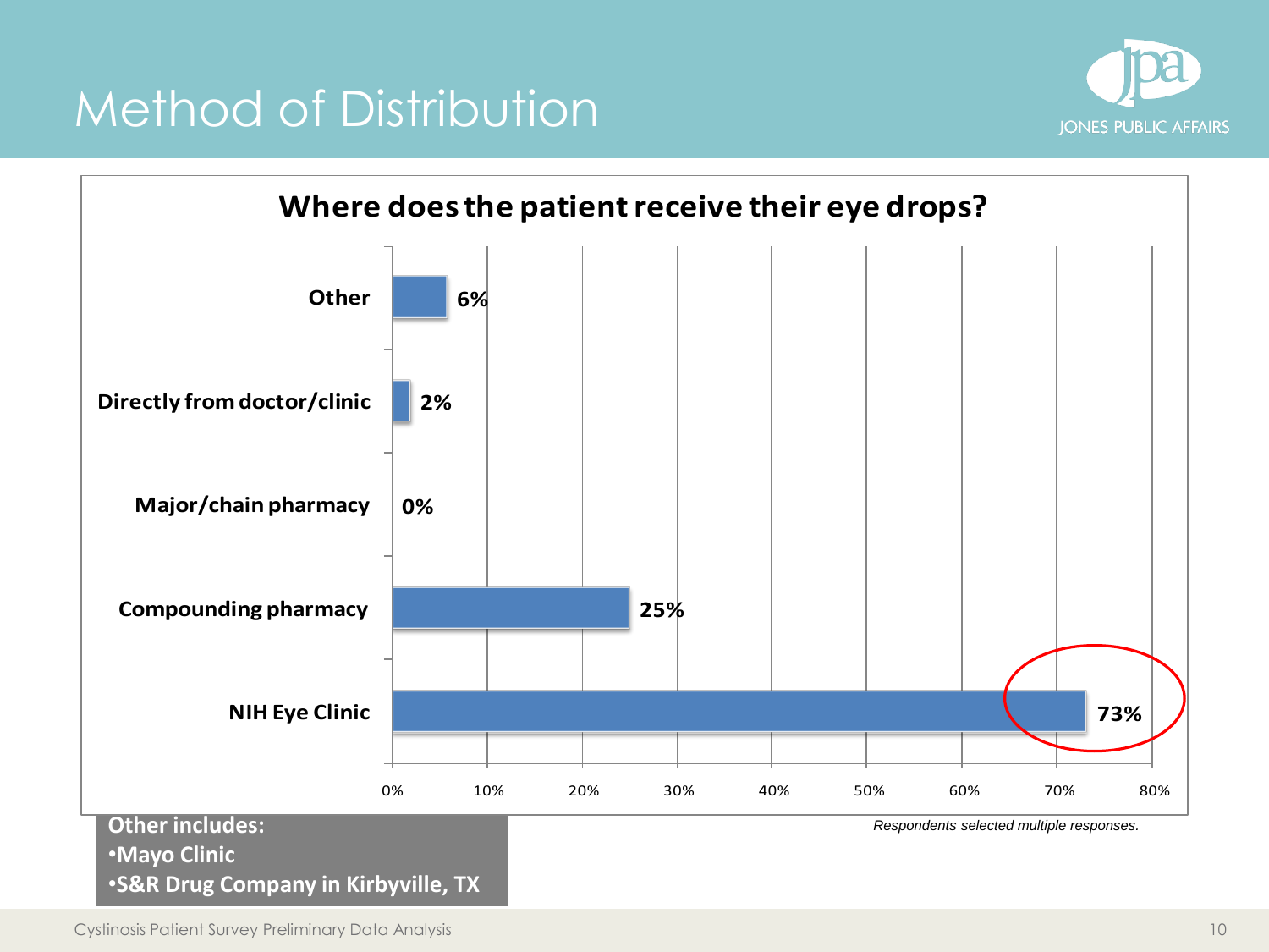# Method of Distribution

### Where does the patient receive their eye drops?

| Location | Percentage |
|---|---|
| Other | 6% |
| Directly from doctor/clinic | 2% |
| Major/chain pharmacy | 0% |
| Compounding pharmacy | 25% |
| NIH Eye Clinic | 73% |

*Respondents selected multiple responses.*

**Other includes:**

- **Mayo Clinic**
- **S&R Drug Company in Kirbyville, TX**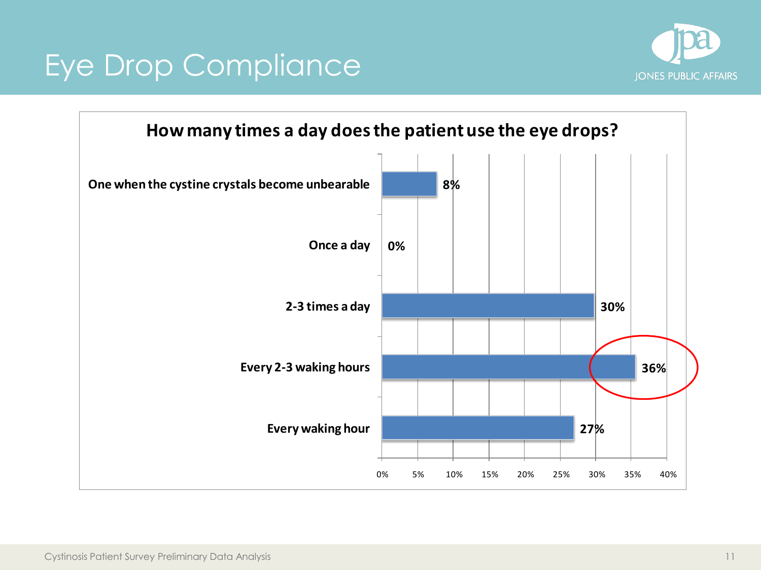# Eye Drop Compliance

**How many times a day does the patient use the eye drops?**

| Response | Percent |
|---|---|
| One when the cystine crystals become unbearable | 8% |
| Once a day | 0% |
| 2-3 times a day | 30% |
| Every 2-3 waking hours | 36% |
| Every waking hour | 27% |

Cystinosis Patient Survey Preliminary Data Analysis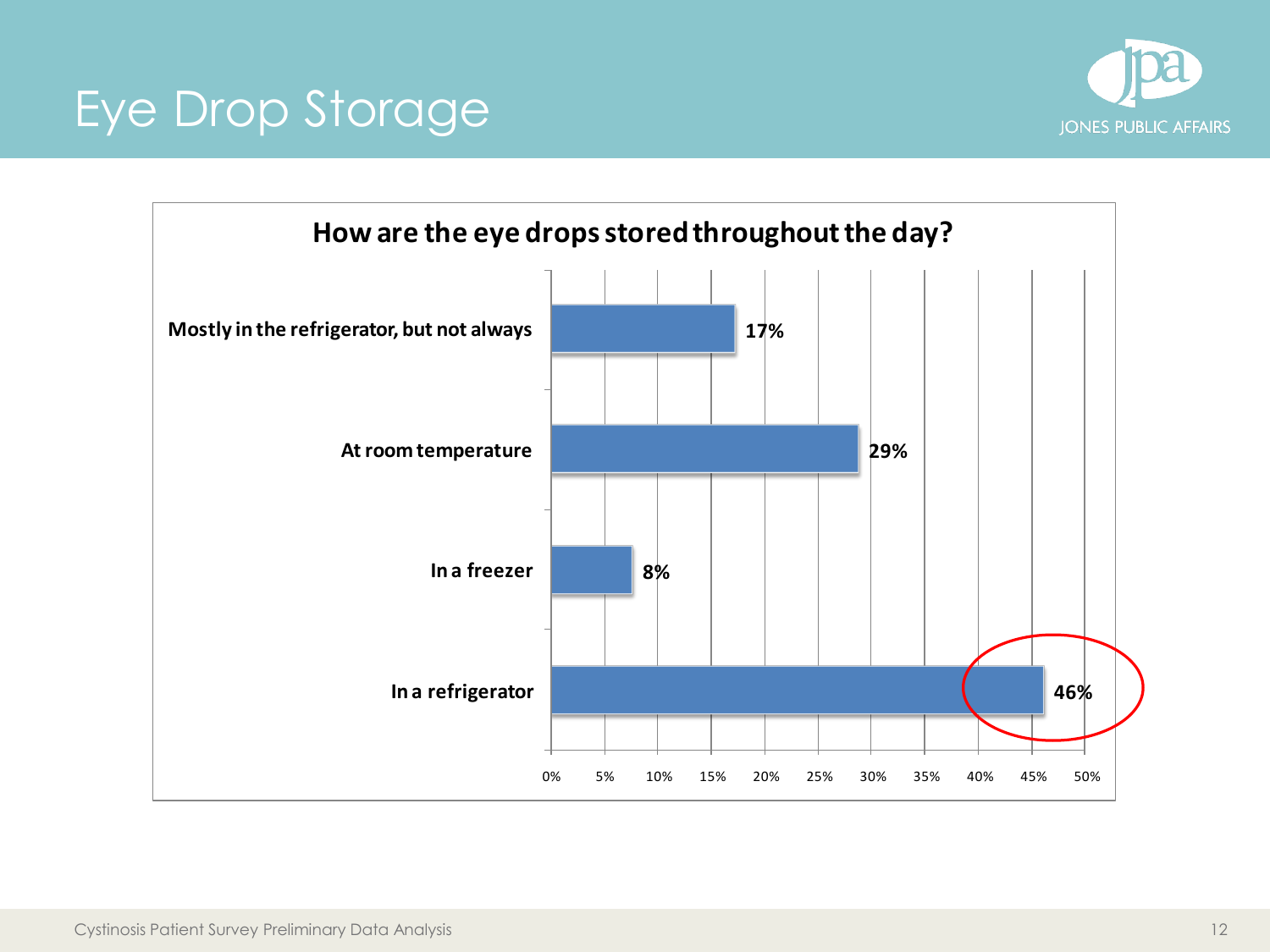# Eye Drop Storage

## How are the eye drops stored throughout the day?

| Storage | Percentage |
| --- | --- |
| Mostly in the refrigerator, but not always | 17% |
| At room temperature | 29% |
| In a freezer | 8% |
| In a refrigerator | 46% |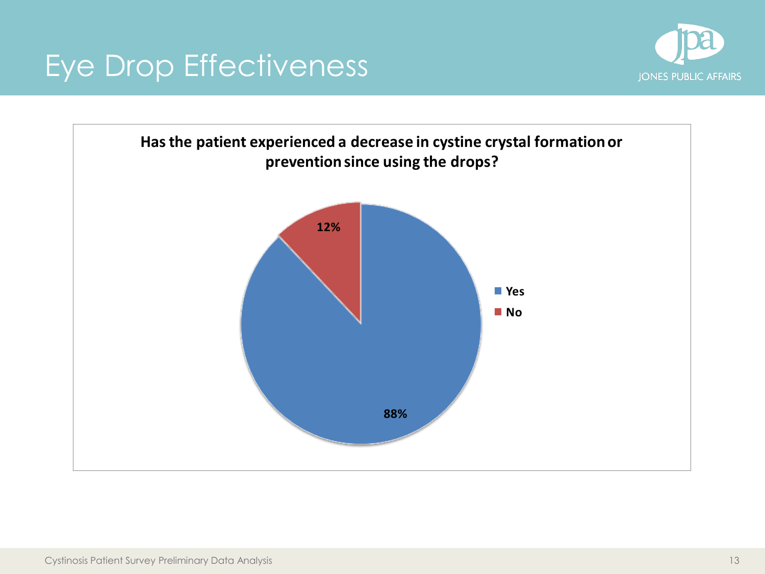# Eye Drop Effectiveness

**Has the patient experienced a decrease in cystine crystal formation or prevention since using the drops?**

| Response | Percentage |
| --- | --- |
| Yes | 88% |
| No | 12% |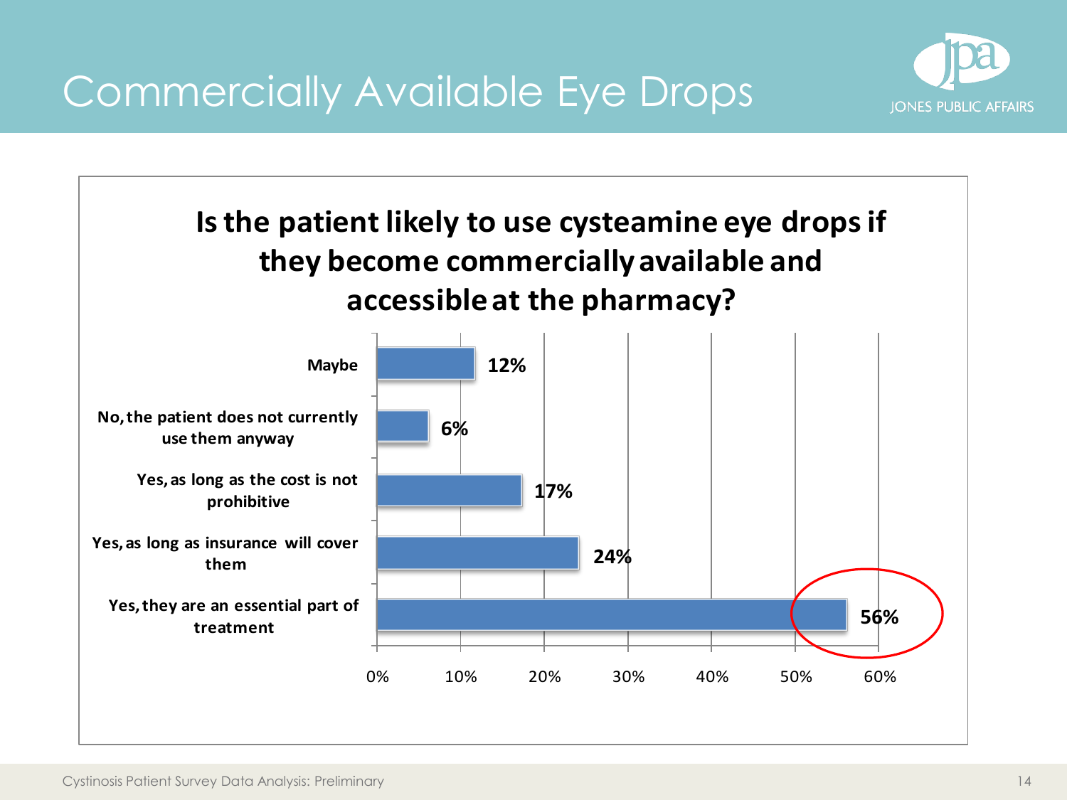# Commercially Available Eye Drops

JONES PUBLIC AFFAIRS

**Is the patient likely to use cysteamine eye drops if they become commercially available and accessible at the pharmacy?**

| Response | Percentage |
| --- | --- |
| Maybe | 12% |
| No, the patient does not currently use them anyway | 6% |
| Yes, as long as the cost is not prohibitive | 17% |
| Yes, as long as insurance will cover them | 24% |
| Yes, they are an essential part of treatment | 56% |

Cystinosis Patient Survey Data Analysis: Preliminary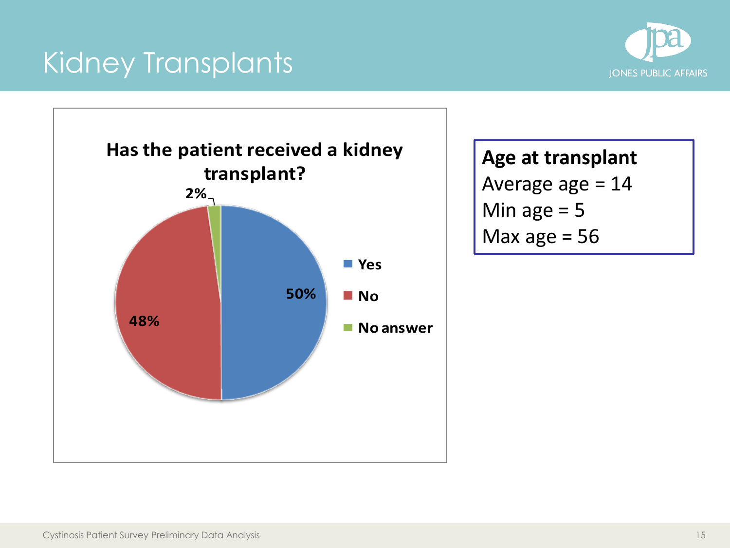# Kidney Transplants

**Has the patient received a kidney transplant?**

| Response | Percentage |
| --- | --- |
| Yes | 50% |
| No | 48% |
| No answer | 2% |

**Age at transplant**

Average age = 14

Min age = 5

Max age = 56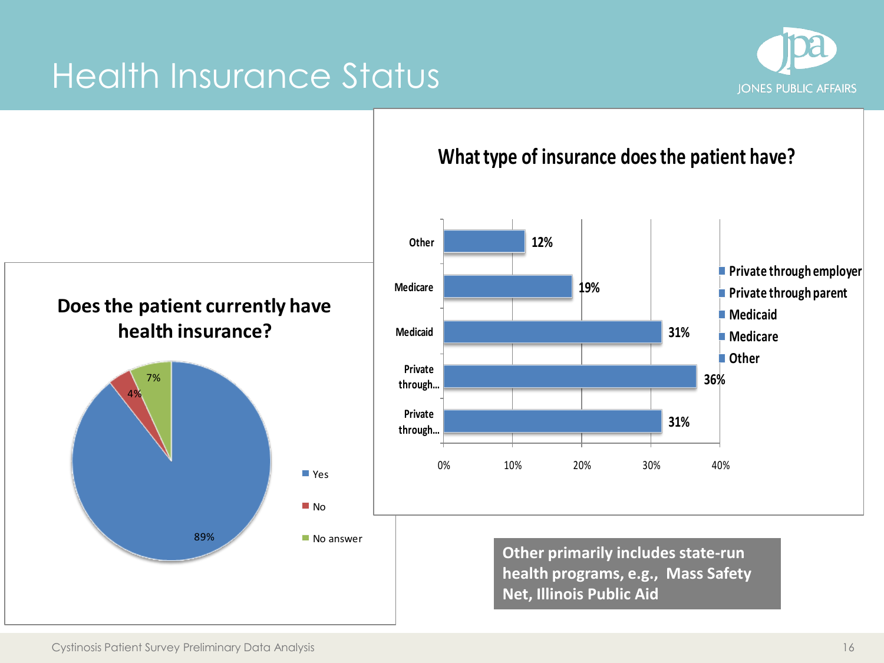# Health Insurance Status

## Does the patient currently have health insurance?

| Response | Percentage |
|---|---|
| Yes | 89% |
| No | 4% |
| No answer | 7% |

## What type of insurance does the patient have?

| Type | Percentage |
|---|---|
| Other | 12% |
| Medicare | 19% |
| Medicaid | 31% |
| Private through... | 36% |
| Private through... | 31% |

Legend: Private through employer, Private through parent, Medicaid, Medicare, Other

**Other primarily includes state-run health programs, e.g., Mass Safety Net, Illinois Public Aid**

Cystinosis Patient Survey Preliminary Data Analysis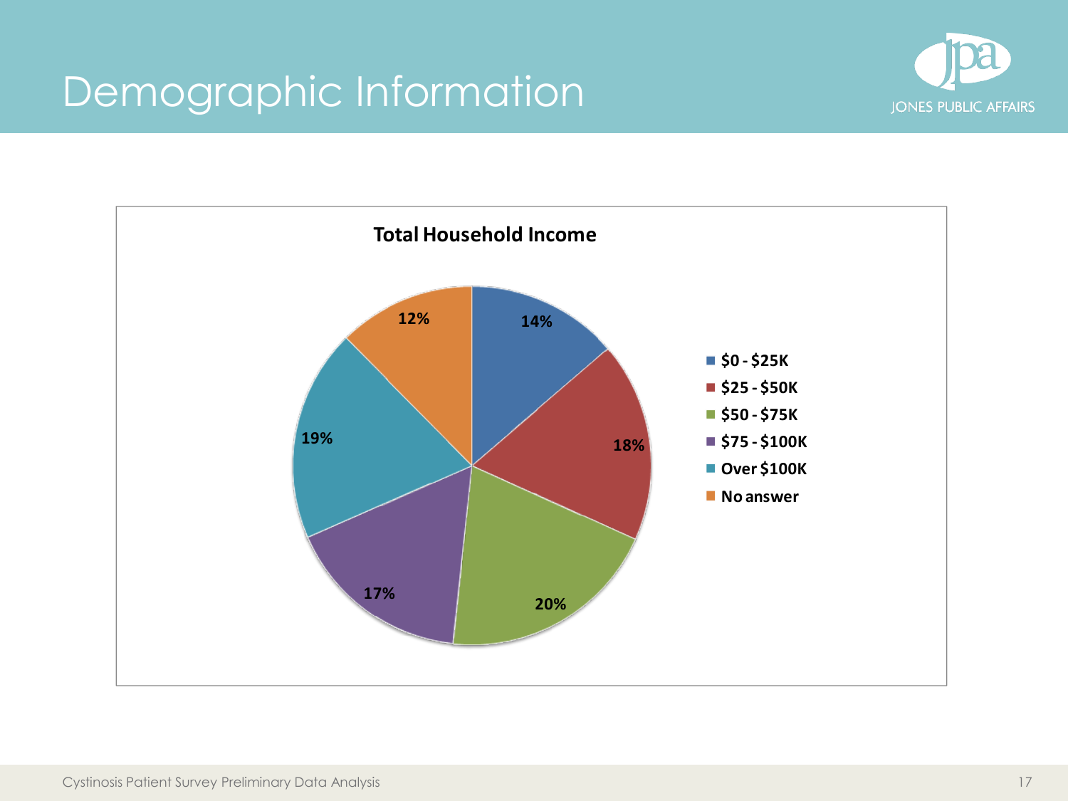# Demographic Information

**Total Household Income**

| Income | Percentage |
|---|---|
| $0 - $25K | 14% |
| $25 - $50K | 18% |
| $50 - $75K | 20% |
| $75 - $100K | 17% |
| Over $100K | 19% |
| No answer | 12% |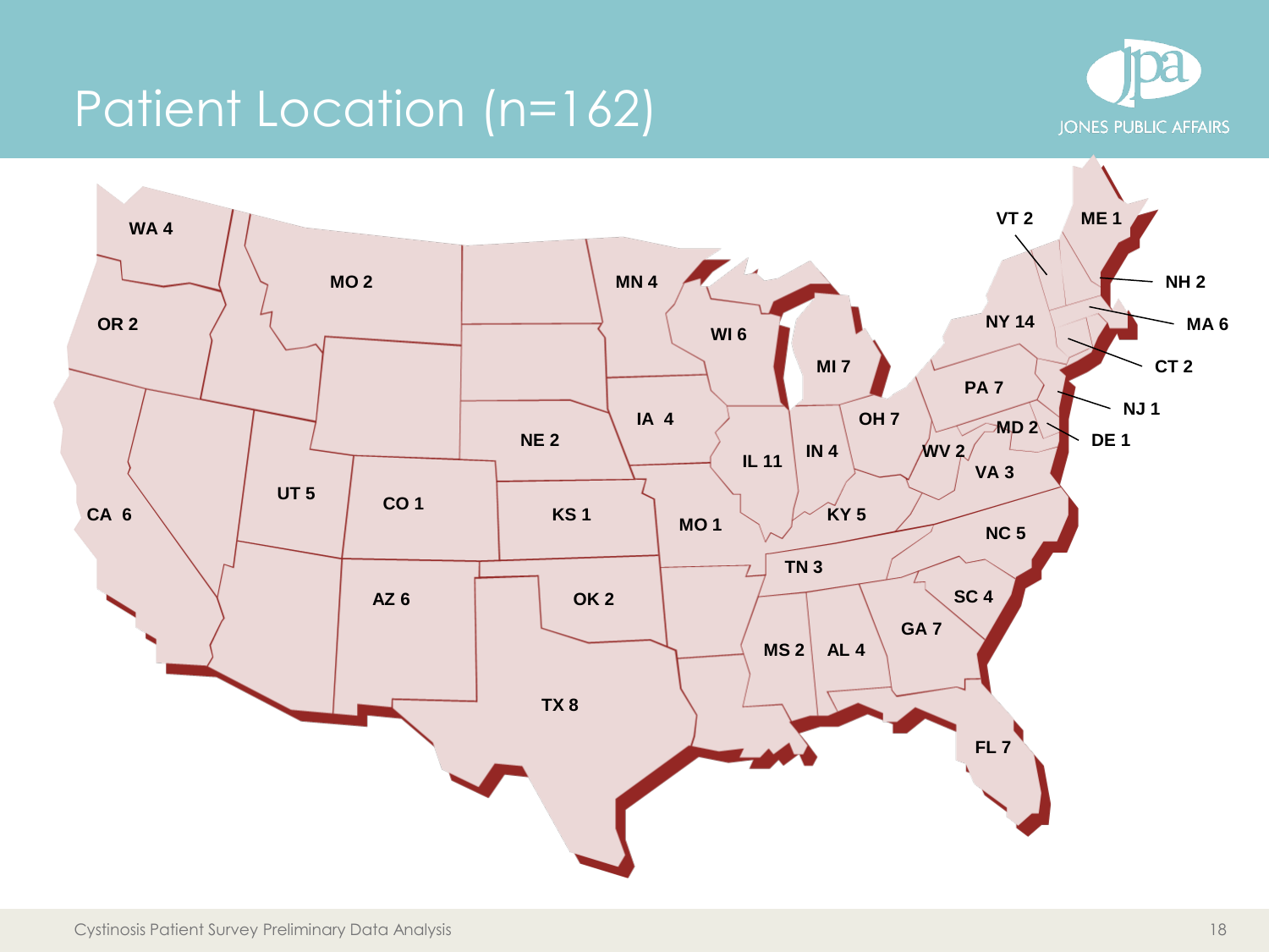# Patient Location (n=162)

WA 4

MO 2

MN 4

OR 2

WI 6

MI 7

IA 4

NE 2

OH 7

PA 7

NY 14

VT 2

ME 1

NH 2

MA 6

CT 2

NJ 1

MD 2

DE 1

WV 2

VA 3

IL 11

IN 4

UT 5

CO 1

KS 1

MO 1

KY 5

NC 5

CA 6

TN 3

SC 4

AZ 6

OK 2

MS 2

AL 4

GA 7

TX 8

FL 7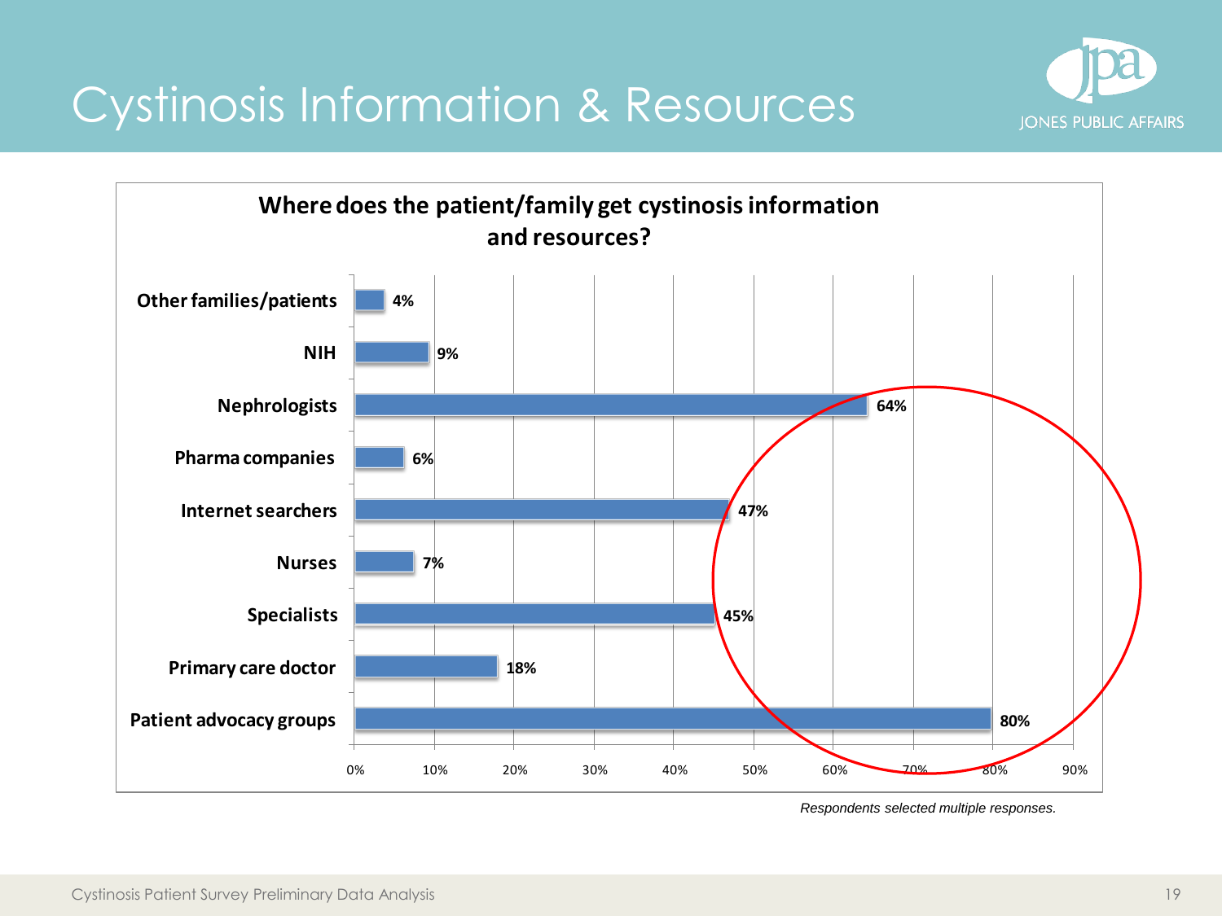# Cystinosis Information & Resources

**Where does the patient/family get cystinosis information and resources?**

| Source | Percent |
|---|---|
| Other families/patients | 4% |
| NIH | 9% |
| Nephrologists | 64% |
| Pharma companies | 6% |
| Internet searchers | 47% |
| Nurses | 7% |
| Specialists | 45% |
| Primary care doctor | 18% |
| Patient advocacy groups | 80% |

*Respondents selected multiple responses.*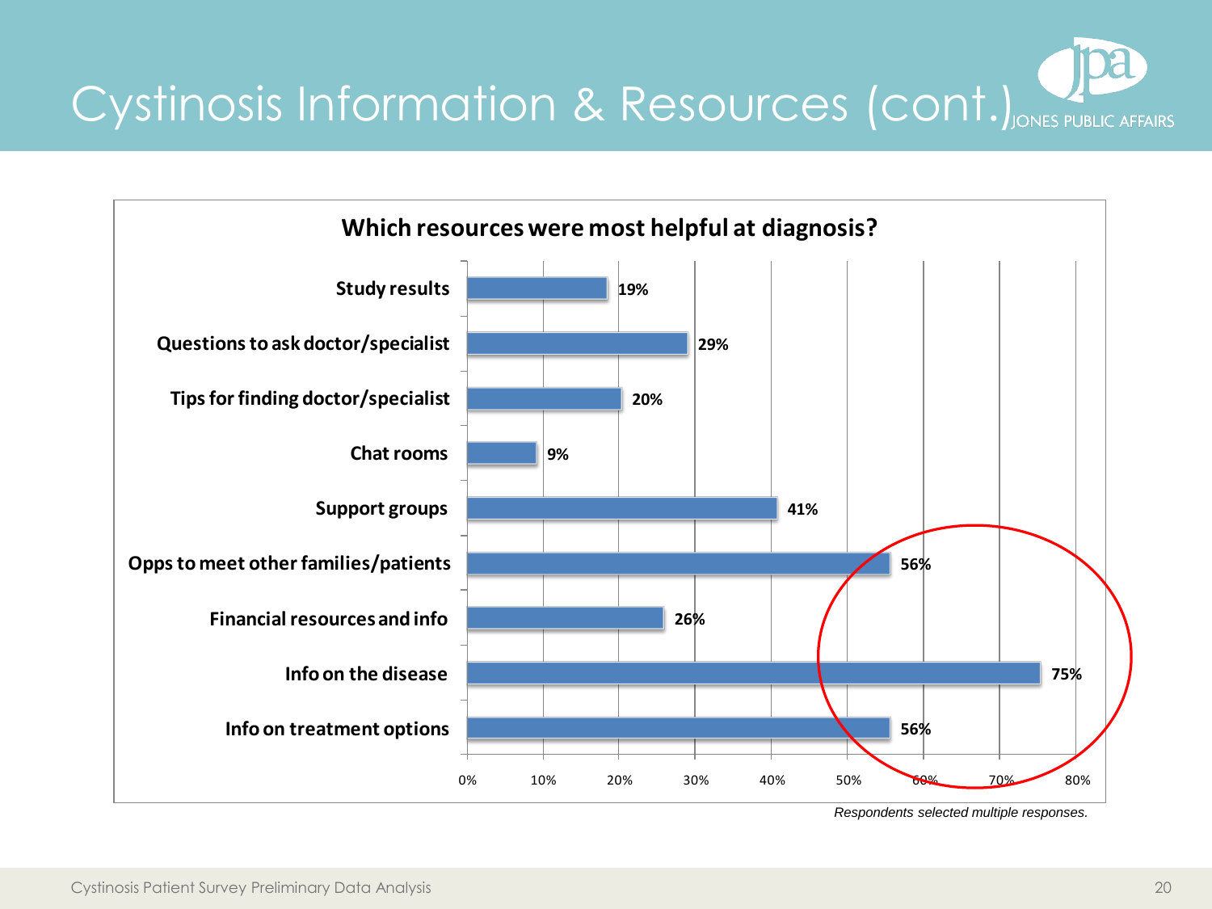# Cystinosis Information & Resources (cont.)

JONES PUBLIC AFFAIRS

## Which resources were most helpful at diagnosis?

| Resource | Percentage |
| --- | --- |
| Study results | 19% |
| Questions to ask doctor/specialist | 29% |
| Tips for finding doctor/specialist | 20% |
| Chat rooms | 9% |
| Support groups | 41% |
| Opps to meet other families/patients | 56% |
| Financial resources and info | 26% |
| Info on the disease | 75% |
| Info on treatment options | 56% |

*Respondents selected multiple responses.*

Cystinosis Patient Survey Preliminary Data Analysis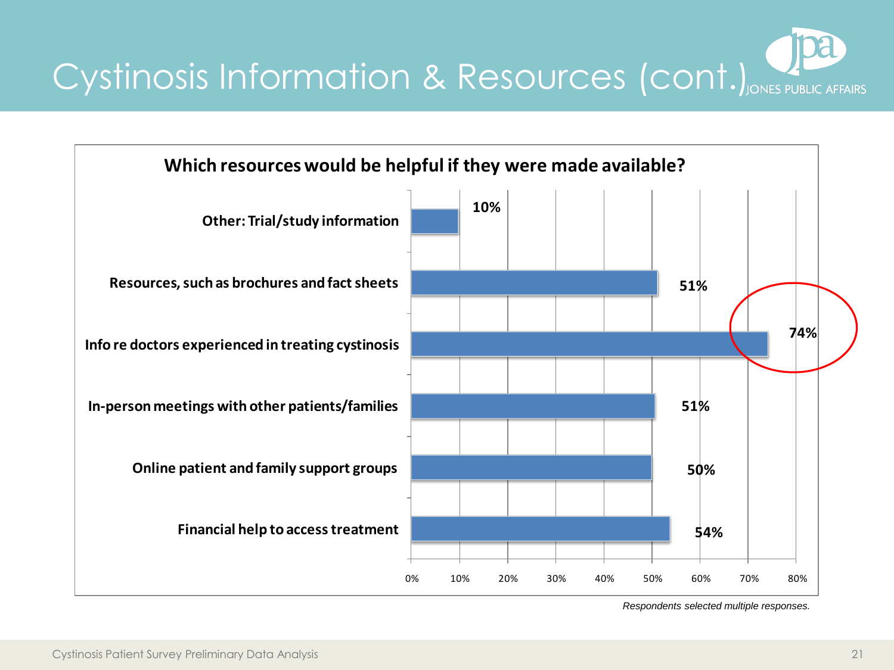# Cystinosis Information & Resources (cont.)

**Which resources would be helpful if they were made available?**

| Resource | Percentage |
| --- | --- |
| Other: Trial/study information | 10% |
| Resources, such as brochures and fact sheets | 51% |
| Info re doctors experienced in treating cystinosis | 74% |
| In-person meetings with other patients/families | 51% |
| Online patient and family support groups | 50% |
| Financial help to access treatment | 54% |

*Respondents selected multiple responses.*

Cystinosis Patient Survey Preliminary Data Analysis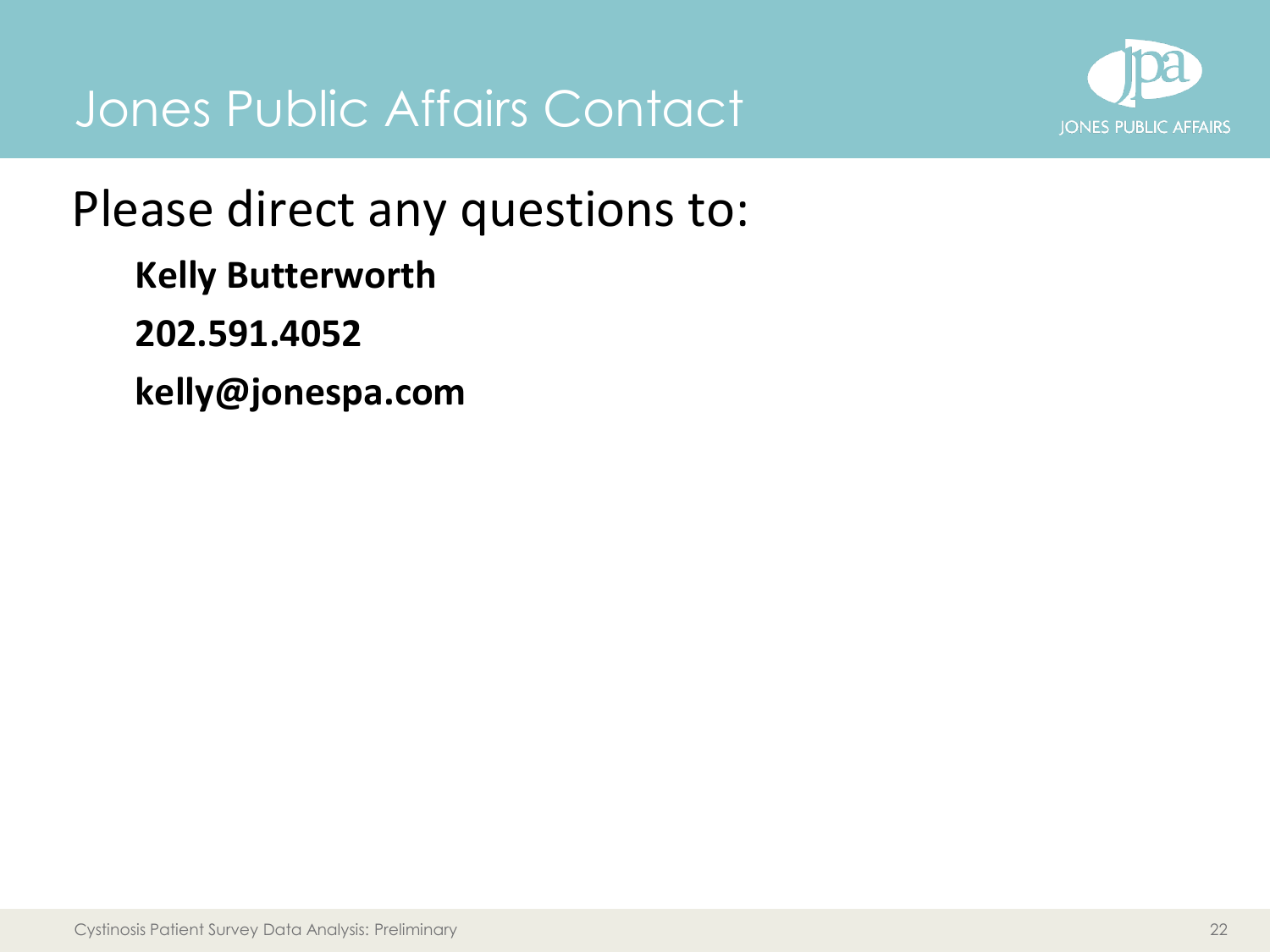# Jones Public Affairs Contact

Please direct any questions to:

**Kelly Butterworth**

**202.591.4052**

**kelly@jonespa.com**